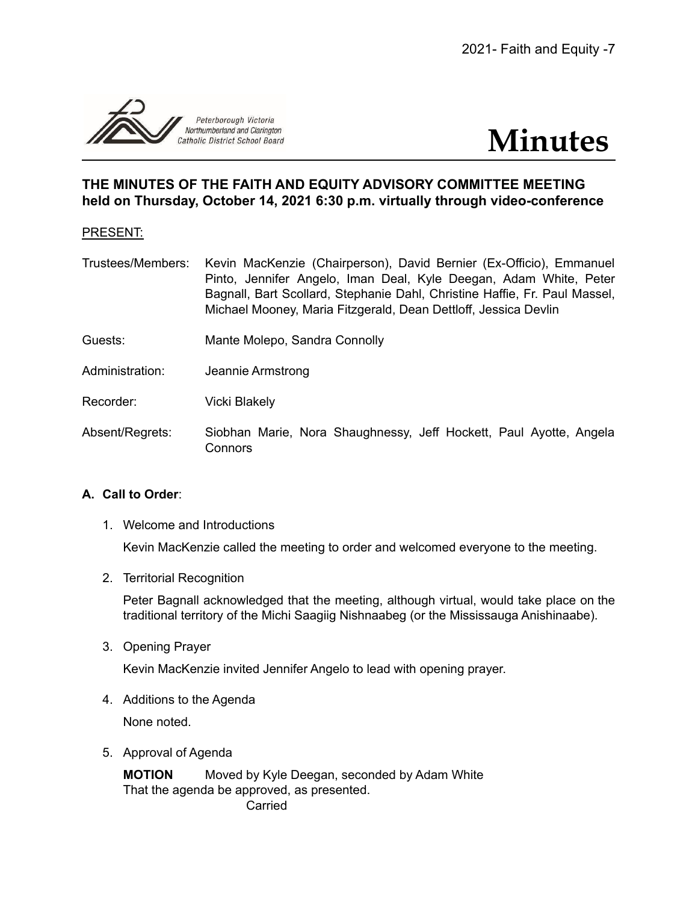2021- Faith and Equity -7

Peterborough Victoria Northumberland and Clarington Catholic District School Board

# Minutes

## THE MINUTES OF THE FAITH AND EQUITY ADVISORY COMMITTEE MEETING held on Thursday, October 14, 2021 6:30 p.m. virtually through video-conference

PRESENT:

Trustees/Members: Kevin MacKenzie (Chairperson), David Bernier (Ex-Officio), Emmanuel Pinto, Jennifer Angelo, Iman Deal, Kyle Deegan, Adam White, Peter Bagnall, Bart Scollard, Stephanie Dahl, Christine Haffie, Fr. Paul Massel, Michael Mooney, Maria Fitzgerald, Dean Dettloff, Jessica Devlin

Guests: Mante Molepo, Sandra Connolly

Administration: Jeannie Armstrong

Recorder: Vicki Blakely

Absent/Regrets: Siobhan Marie, Nora Shaughnessy, Jeff Hockett, Paul Ayotte, Angela Connors

**A. Call to Order**:

1. Welcome and Introductions

   Kevin MacKenzie called the meeting to order and welcomed everyone to the meeting.

2. Territorial Recognition

   Peter Bagnall acknowledged that the meeting, although virtual, would take place on the traditional territory of the Michi Saagiig Nishnaabeg (or the Mississauga Anishinaabe).

3. Opening Prayer

   Kevin MacKenzie invited Jennifer Angelo to lead with opening prayer.

4. Additions to the Agenda

   None noted.

5. Approval of Agenda

   **MOTION** Moved by Kyle Deegan, seconded by Adam White
   That the agenda be approved, as presented.
   Carried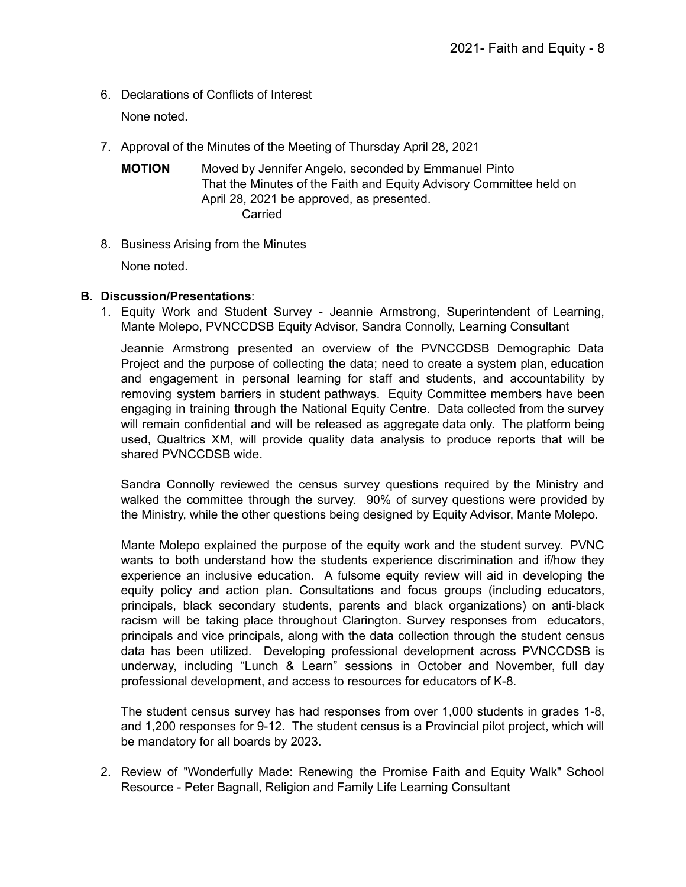6. Declarations of Conflicts of Interest

   None noted.

7. Approval of the Minutes of the Meeting of Thursday April 28, 2021

   **MOTION** Moved by Jennifer Angelo, seconded by Emmanuel Pinto
   That the Minutes of the Faith and Equity Advisory Committee held on April 28, 2021 be approved, as presented.
   Carried

8. Business Arising from the Minutes

   None noted.

**B. Discussion/Presentations**:

1. Equity Work and Student Survey - Jeannie Armstrong, Superintendent of Learning, Mante Molepo, PVNCCDSB Equity Advisor, Sandra Connolly, Learning Consultant

   Jeannie Armstrong presented an overview of the PVNCCDSB Demographic Data Project and the purpose of collecting the data; need to create a system plan, education and engagement in personal learning for staff and students, and accountability by removing system barriers in student pathways. Equity Committee members have been engaging in training through the National Equity Centre. Data collected from the survey will remain confidential and will be released as aggregate data only. The platform being used, Qualtrics XM, will provide quality data analysis to produce reports that will be shared PVNCCDSB wide.

   Sandra Connolly reviewed the census survey questions required by the Ministry and walked the committee through the survey. 90% of survey questions were provided by the Ministry, while the other questions being designed by Equity Advisor, Mante Molepo.

   Mante Molepo explained the purpose of the equity work and the student survey. PVNC wants to both understand how the students experience discrimination and if/how they experience an inclusive education. A fulsome equity review will aid in developing the equity policy and action plan. Consultations and focus groups (including educators, principals, black secondary students, parents and black organizations) on anti-black racism will be taking place throughout Clarington. Survey responses from educators, principals and vice principals, along with the data collection through the student census data has been utilized. Developing professional development across PVNCCDSB is underway, including "Lunch & Learn" sessions in October and November, full day professional development, and access to resources for educators of K-8.

   The student census survey has had responses from over 1,000 students in grades 1-8, and 1,200 responses for 9-12. The student census is a Provincial pilot project, which will be mandatory for all boards by 2023.

2. Review of "Wonderfully Made: Renewing the Promise Faith and Equity Walk" School Resource - Peter Bagnall, Religion and Family Life Learning Consultant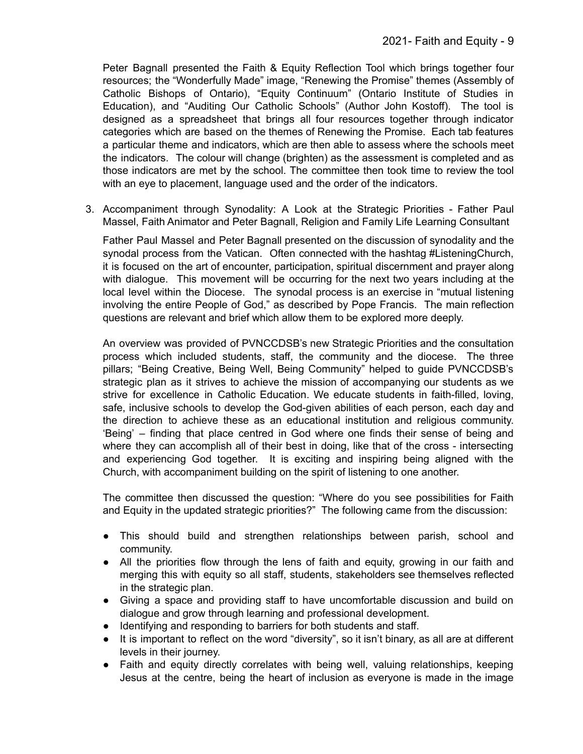Peter Bagnall presented the Faith & Equity Reflection Tool which brings together four resources; the "Wonderfully Made" image, "Renewing the Promise" themes (Assembly of Catholic Bishops of Ontario), "Equity Continuum" (Ontario Institute of Studies in Education), and "Auditing Our Catholic Schools" (Author John Kostoff). The tool is designed as a spreadsheet that brings all four resources together through indicator categories which are based on the themes of Renewing the Promise. Each tab features a particular theme and indicators, which are then able to assess where the schools meet the indicators. The colour will change (brighten) as the assessment is completed and as those indicators are met by the school. The committee then took time to review the tool with an eye to placement, language used and the order of the indicators.

3. Accompaniment through Synodality: A Look at the Strategic Priorities - Father Paul Massel, Faith Animator and Peter Bagnall, Religion and Family Life Learning Consultant

   Father Paul Massel and Peter Bagnall presented on the discussion of synodality and the synodal process from the Vatican. Often connected with the hashtag #ListeningChurch, it is focused on the art of encounter, participation, spiritual discernment and prayer along with dialogue. This movement will be occurring for the next two years including at the local level within the Diocese. The synodal process is an exercise in "mutual listening involving the entire People of God," as described by Pope Francis. The main reflection questions are relevant and brief which allow them to be explored more deeply.

   An overview was provided of PVNCCDSB's new Strategic Priorities and the consultation process which included students, staff, the community and the diocese. The three pillars; "Being Creative, Being Well, Being Community" helped to guide PVNCCDSB's strategic plan as it strives to achieve the mission of accompanying our students as we strive for excellence in Catholic Education. We educate students in faith-filled, loving, safe, inclusive schools to develop the God-given abilities of each person, each day and the direction to achieve these as an educational institution and religious community. 'Being' – finding that place centred in God where one finds their sense of being and where they can accomplish all of their best in doing, like that of the cross - intersecting and experiencing God together. It is exciting and inspiring being aligned with the Church, with accompaniment building on the spirit of listening to one another.

   The committee then discussed the question: "Where do you see possibilities for Faith and Equity in the updated strategic priorities?" The following came from the discussion:

   - This should build and strengthen relationships between parish, school and community.
   - All the priorities flow through the lens of faith and equity, growing in our faith and merging this with equity so all staff, students, stakeholders see themselves reflected in the strategic plan.
   - Giving a space and providing staff to have uncomfortable discussion and build on dialogue and grow through learning and professional development.
   - Identifying and responding to barriers for both students and staff.
   - It is important to reflect on the word "diversity", so it isn't binary, as all are at different levels in their journey.
   - Faith and equity directly correlates with being well, valuing relationships, keeping Jesus at the centre, being the heart of inclusion as everyone is made in the image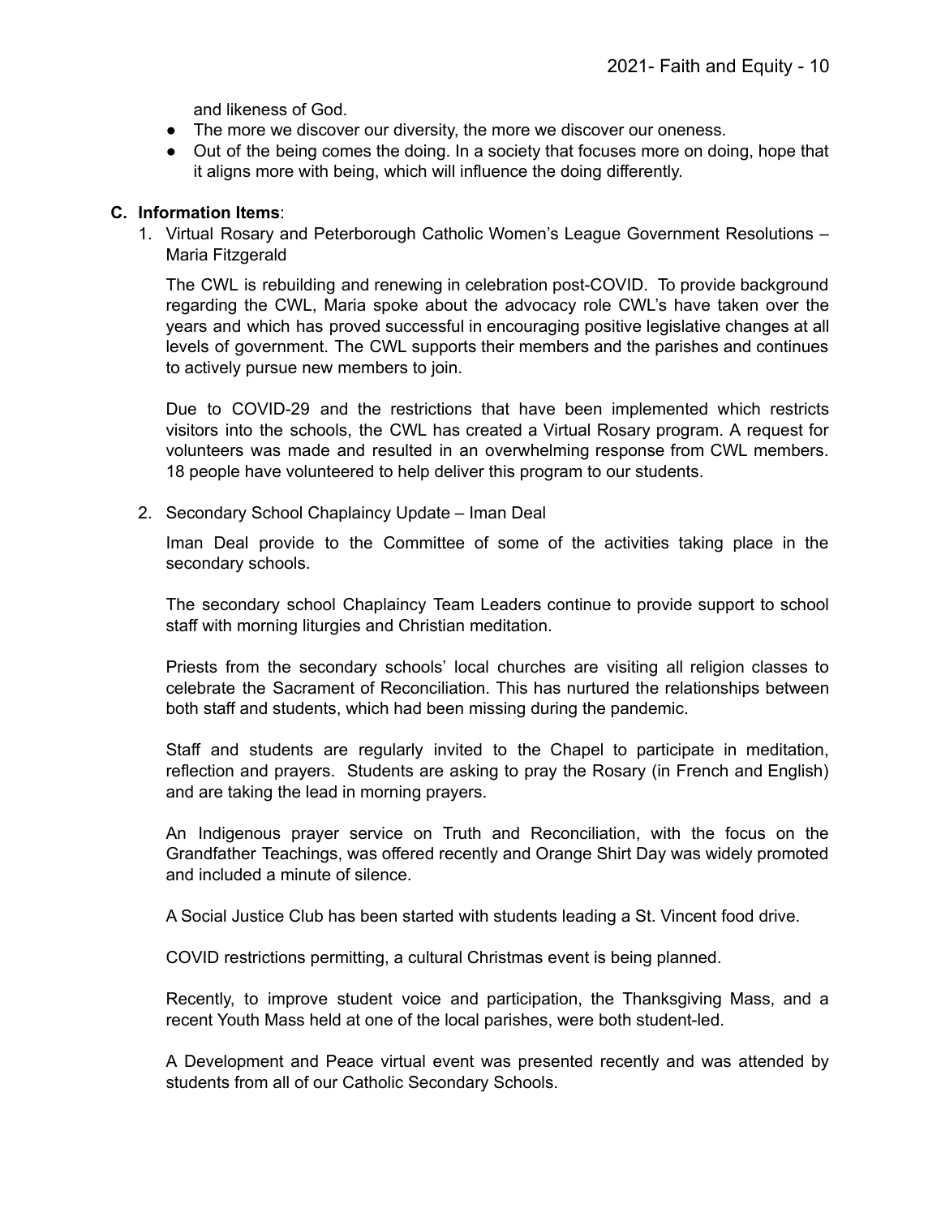and likeness of God.

- The more we discover our diversity, the more we discover our oneness.
- Out of the being comes the doing. In a society that focuses more on doing, hope that it aligns more with being, which will influence the doing differently.

**C. Information Items**:

1. Virtual Rosary and Peterborough Catholic Women's League Government Resolutions – Maria Fitzgerald

   The CWL is rebuilding and renewing in celebration post-COVID. To provide background regarding the CWL, Maria spoke about the advocacy role CWL's have taken over the years and which has proved successful in encouraging positive legislative changes at all levels of government. The CWL supports their members and the parishes and continues to actively pursue new members to join.

   Due to COVID-29 and the restrictions that have been implemented which restricts visitors into the schools, the CWL has created a Virtual Rosary program. A request for volunteers was made and resulted in an overwhelming response from CWL members. 18 people have volunteered to help deliver this program to our students.

2. Secondary School Chaplaincy Update – Iman Deal

   Iman Deal provide to the Committee of some of the activities taking place in the secondary schools.

   The secondary school Chaplaincy Team Leaders continue to provide support to school staff with morning liturgies and Christian meditation.

   Priests from the secondary schools' local churches are visiting all religion classes to celebrate the Sacrament of Reconciliation. This has nurtured the relationships between both staff and students, which had been missing during the pandemic.

   Staff and students are regularly invited to the Chapel to participate in meditation, reflection and prayers. Students are asking to pray the Rosary (in French and English) and are taking the lead in morning prayers.

   An Indigenous prayer service on Truth and Reconciliation, with the focus on the Grandfather Teachings, was offered recently and Orange Shirt Day was widely promoted and included a minute of silence.

   A Social Justice Club has been started with students leading a St. Vincent food drive.

   COVID restrictions permitting, a cultural Christmas event is being planned.

   Recently, to improve student voice and participation, the Thanksgiving Mass, and a recent Youth Mass held at one of the local parishes, were both student-led.

   A Development and Peace virtual event was presented recently and was attended by students from all of our Catholic Secondary Schools.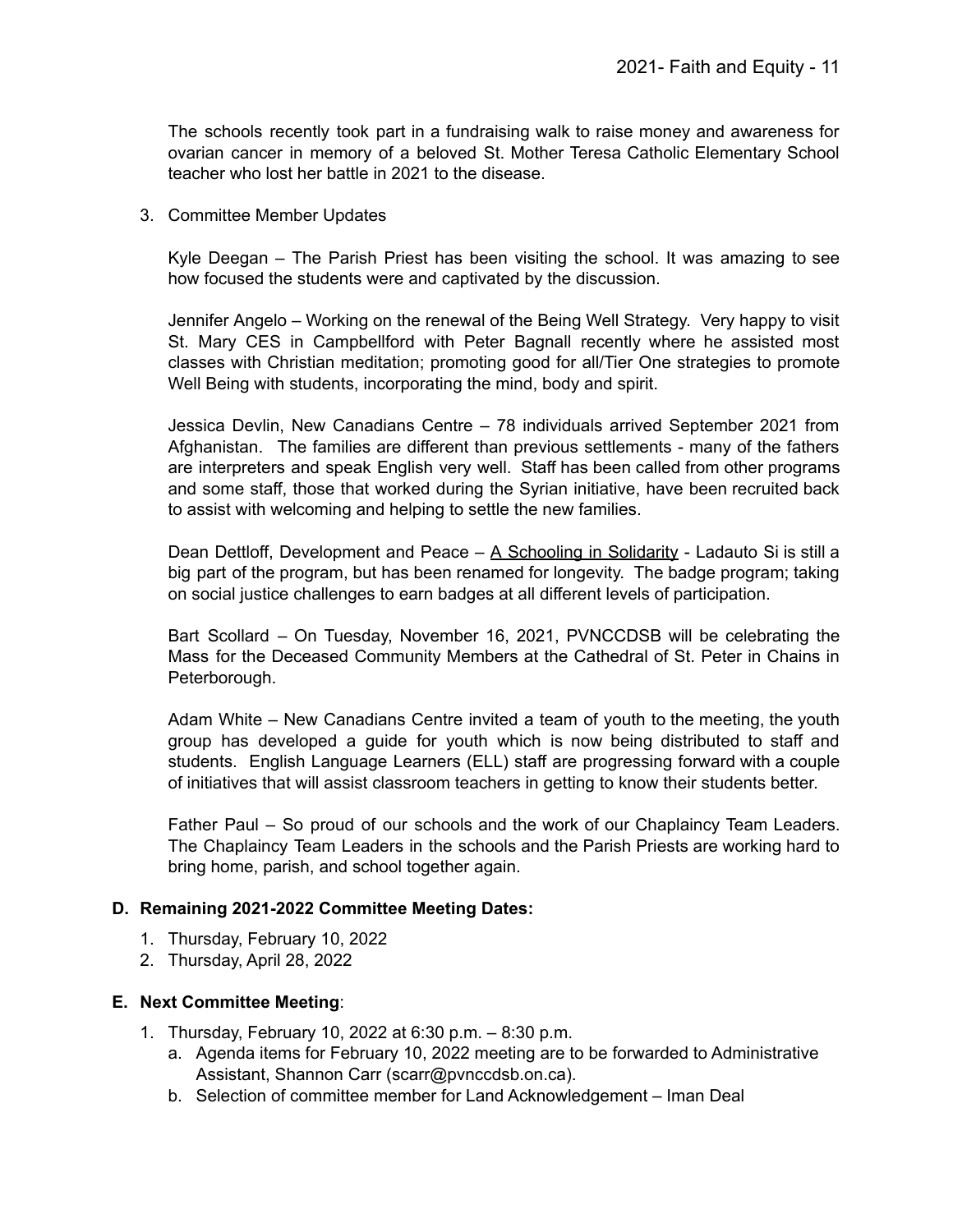The schools recently took part in a fundraising walk to raise money and awareness for ovarian cancer in memory of a beloved St. Mother Teresa Catholic Elementary School teacher who lost her battle in 2021 to the disease.

3. Committee Member Updates

   Kyle Deegan – The Parish Priest has been visiting the school. It was amazing to see how focused the students were and captivated by the discussion.

   Jennifer Angelo – Working on the renewal of the Being Well Strategy. Very happy to visit St. Mary CES in Campbellford with Peter Bagnall recently where he assisted most classes with Christian meditation; promoting good for all/Tier One strategies to promote Well Being with students, incorporating the mind, body and spirit.

   Jessica Devlin, New Canadians Centre – 78 individuals arrived September 2021 from Afghanistan. The families are different than previous settlements - many of the fathers are interpreters and speak English very well. Staff has been called from other programs and some staff, those that worked during the Syrian initiative, have been recruited back to assist with welcoming and helping to settle the new families.

   Dean Dettloff, Development and Peace – A Schooling in Solidarity - Ladauto Si is still a big part of the program, but has been renamed for longevity. The badge program; taking on social justice challenges to earn badges at all different levels of participation.

   Bart Scollard – On Tuesday, November 16, 2021, PVNCCDSB will be celebrating the Mass for the Deceased Community Members at the Cathedral of St. Peter in Chains in Peterborough.

   Adam White – New Canadians Centre invited a team of youth to the meeting, the youth group has developed a guide for youth which is now being distributed to staff and students. English Language Learners (ELL) staff are progressing forward with a couple of initiatives that will assist classroom teachers in getting to know their students better.

   Father Paul – So proud of our schools and the work of our Chaplaincy Team Leaders. The Chaplaincy Team Leaders in the schools and the Parish Priests are working hard to bring home, parish, and school together again.

## D. Remaining 2021-2022 Committee Meeting Dates:

1. Thursday, February 10, 2022
2. Thursday, April 28, 2022

## E. Next Committee Meeting:

1. Thursday, February 10, 2022 at 6:30 p.m. – 8:30 p.m.
   a. Agenda items for February 10, 2022 meeting are to be forwarded to Administrative Assistant, Shannon Carr (scarr@pvnccdsb.on.ca).
   b. Selection of committee member for Land Acknowledgement – Iman Deal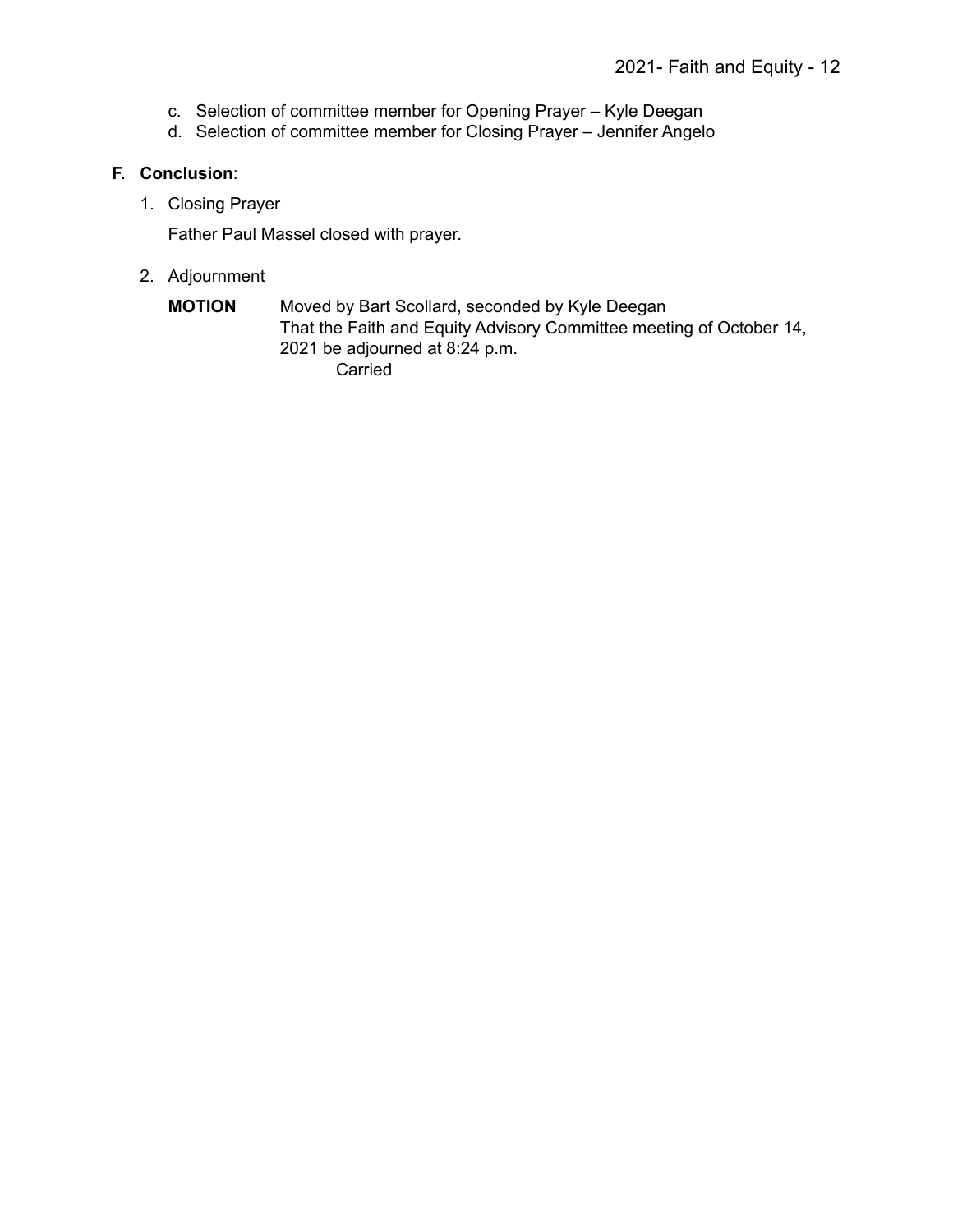c. Selection of committee member for Opening Prayer – Kyle Deegan
d. Selection of committee member for Closing Prayer – Jennifer Angelo

**F. Conclusion**:

1. Closing Prayer

   Father Paul Massel closed with prayer.

2. Adjournment

   **MOTION** Moved by Bart Scollard, seconded by Kyle Deegan
   That the Faith and Equity Advisory Committee meeting of October 14, 2021 be adjourned at 8:24 p.m.
   Carried